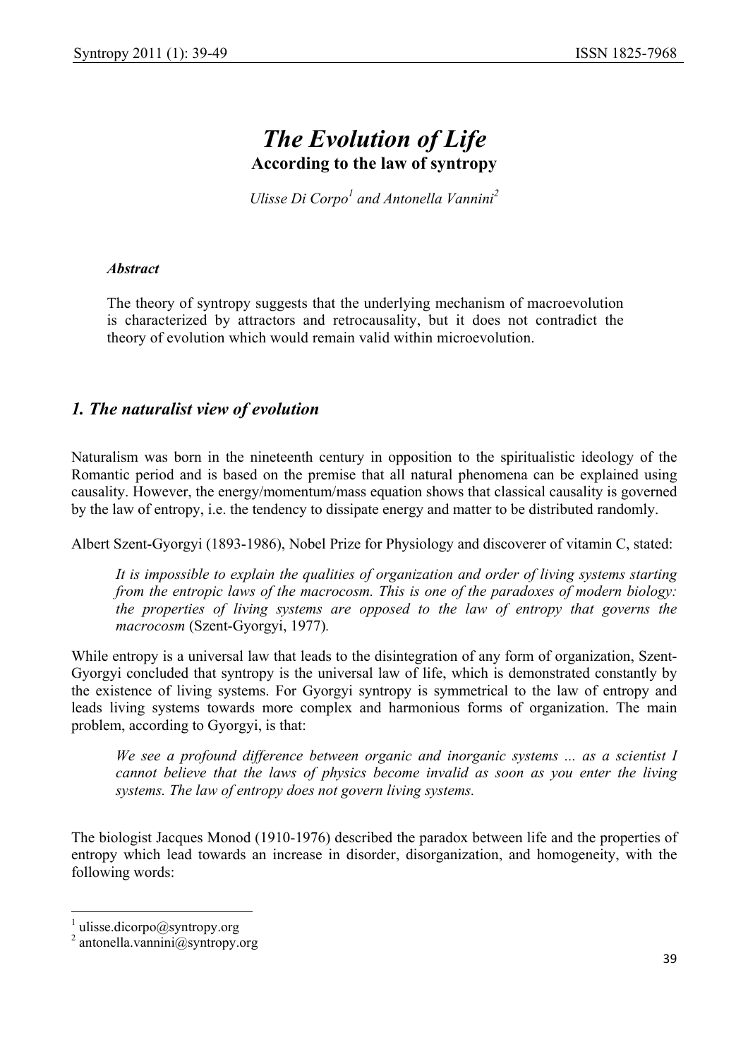# *The Evolution of Life*

**According to the law of syntropy**

*Ulisse Di Corpo[1] and Antonella Vannini[2]*

***Abstract***

The theory of syntropy suggests that the underlying mechanism of macroevolution is characterized by attractors and retrocausality, but it does not contradict the theory of evolution which would remain valid within microevolution.

## *1. The naturalist view of evolution*

Naturalism was born in the nineteenth century in opposition to the spiritualistic ideology of the Romantic period and is based on the premise that all natural phenomena can be explained using causality. However, the energy/momentum/mass equation shows that classical causality is governed by the law of entropy, i.e. the tendency to dissipate energy and matter to be distributed randomly.

Albert Szent-Gyorgyi (1893-1986), Nobel Prize for Physiology and discoverer of vitamin C, stated:

> *It is impossible to explain the qualities of organization and order of living systems starting from the entropic laws of the macrocosm. This is one of the paradoxes of modern biology: the properties of living systems are opposed to the law of entropy that governs the macrocosm* (Szent-Gyorgyi, 1977).

While entropy is a universal law that leads to the disintegration of any form of organization, Szent-Gyorgyi concluded that syntropy is the universal law of life, which is demonstrated constantly by the existence of living systems. For Gyorgyi syntropy is symmetrical to the law of entropy and leads living systems towards more complex and harmonious forms of organization. The main problem, according to Gyorgyi, is that:

> *We see a profound difference between organic and inorganic systems ... as a scientist I cannot believe that the laws of physics become invalid as soon as you enter the living systems. The law of entropy does not govern living systems.*

The biologist Jacques Monod (1910-1976) described the paradox between life and the properties of entropy which lead towards an increase in disorder, disorganization, and homogeneity, with the following words:

---

[1] ulisse.dicorpo@syntropy.org

[2] antonella.vannini@syntropy.org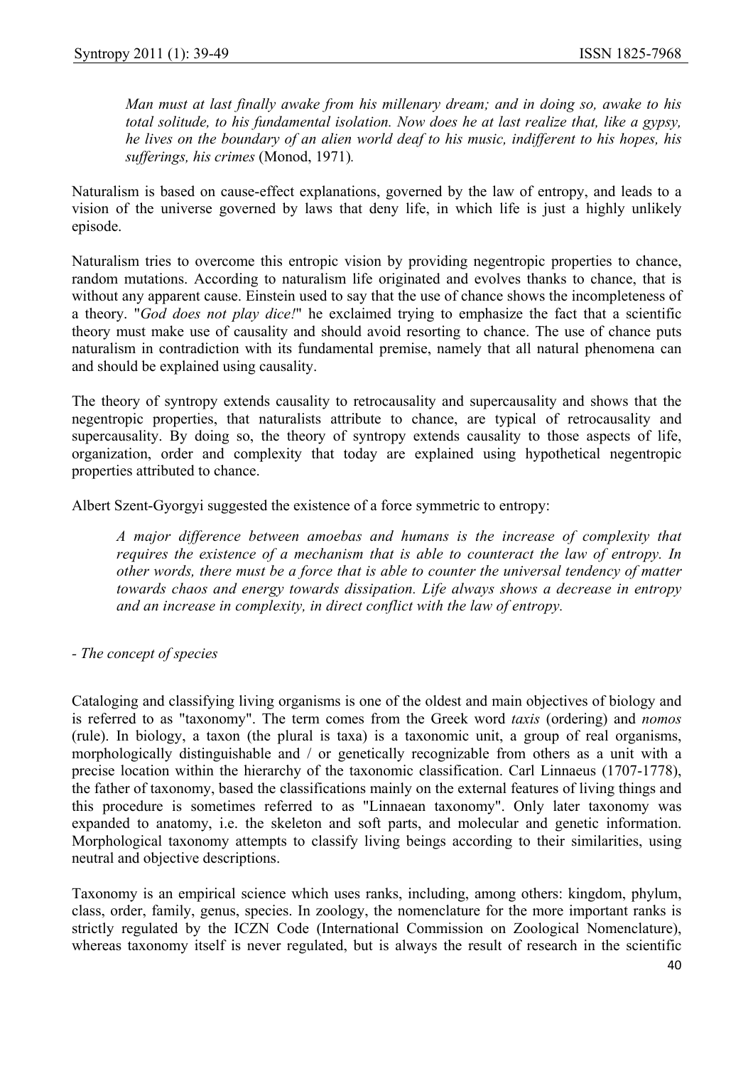> *Man must at last finally awake from his millenary dream; and in doing so, awake to his total solitude, to his fundamental isolation. Now does he at last realize that, like a gypsy, he lives on the boundary of an alien world deaf to his music, indifferent to his hopes, his sufferings, his crimes* (Monod, 1971)*.*

Naturalism is based on cause-effect explanations, governed by the law of entropy, and leads to a vision of the universe governed by laws that deny life, in which life is just a highly unlikely episode.

Naturalism tries to overcome this entropic vision by providing negentropic properties to chance, random mutations. According to naturalism life originated and evolves thanks to chance, that is without any apparent cause. Einstein used to say that the use of chance shows the incompleteness of a theory. "*God does not play dice!*" he exclaimed trying to emphasize the fact that a scientific theory must make use of causality and should avoid resorting to chance. The use of chance puts naturalism in contradiction with its fundamental premise, namely that all natural phenomena can and should be explained using causality.

The theory of syntropy extends causality to retrocausality and supercausality and shows that the negentropic properties, that naturalists attribute to chance, are typical of retrocausality and supercausality. By doing so, the theory of syntropy extends causality to those aspects of life, organization, order and complexity that today are explained using hypothetical negentropic properties attributed to chance.

Albert Szent-Gyorgyi suggested the existence of a force symmetric to entropy:

> *A major difference between amoebas and humans is the increase of complexity that requires the existence of a mechanism that is able to counteract the law of entropy. In other words, there must be a force that is able to counter the universal tendency of matter towards chaos and energy towards dissipation. Life always shows a decrease in entropy and an increase in complexity, in direct conflict with the law of entropy.*

\- *The concept of species*

Cataloging and classifying living organisms is one of the oldest and main objectives of biology and is referred to as "taxonomy". The term comes from the Greek word *taxis* (ordering) and *nomos* (rule). In biology, a taxon (the plural is taxa) is a taxonomic unit, a group of real organisms, morphologically distinguishable and / or genetically recognizable from others as a unit with a precise location within the hierarchy of the taxonomic classification. Carl Linnaeus (1707-1778), the father of taxonomy, based the classifications mainly on the external features of living things and this procedure is sometimes referred to as "Linnaean taxonomy". Only later taxonomy was expanded to anatomy, i.e. the skeleton and soft parts, and molecular and genetic information. Morphological taxonomy attempts to classify living beings according to their similarities, using neutral and objective descriptions.

Taxonomy is an empirical science which uses ranks, including, among others: kingdom, phylum, class, order, family, genus, species. In zoology, the nomenclature for the more important ranks is strictly regulated by the ICZN Code (International Commission on Zoological Nomenclature), whereas taxonomy itself is never regulated, but is always the result of research in the scientific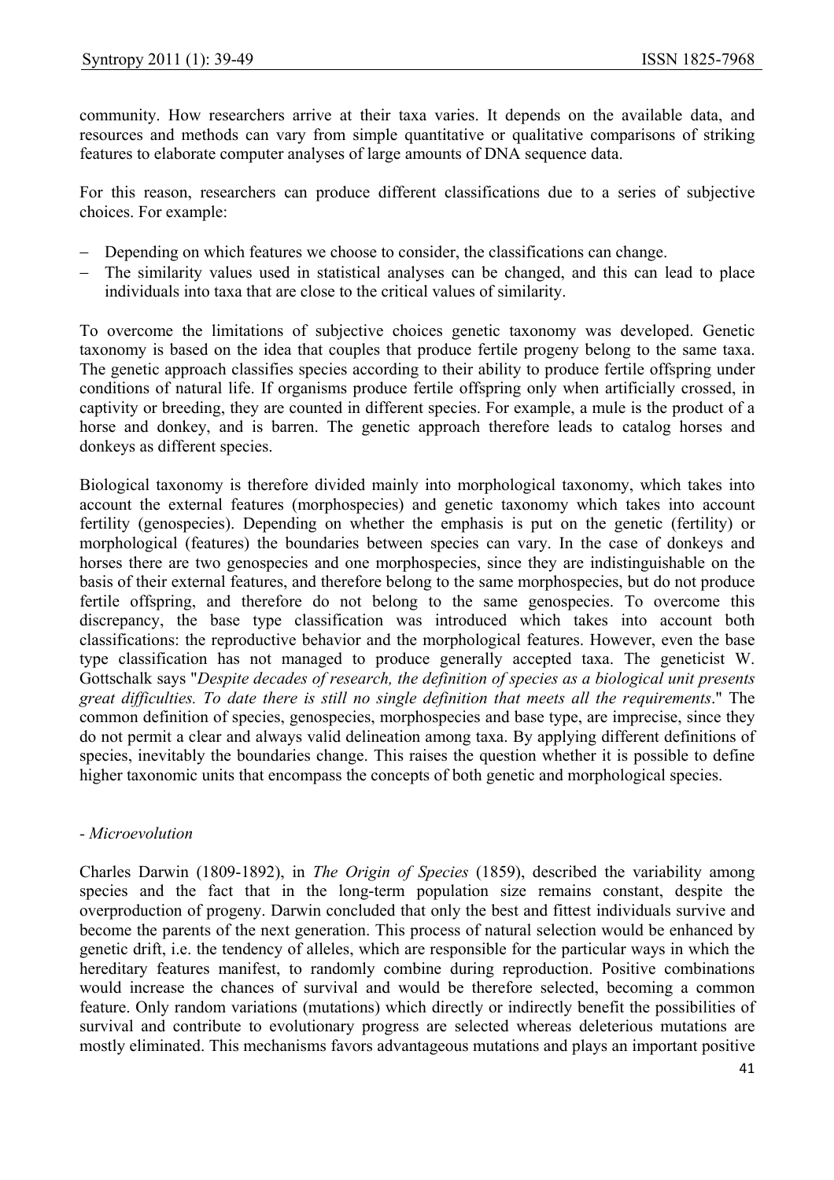community. How researchers arrive at their taxa varies. It depends on the available data, and resources and methods can vary from simple quantitative or qualitative comparisons of striking features to elaborate computer analyses of large amounts of DNA sequence data.

For this reason, researchers can produce different classifications due to a series of subjective choices. For example:

- Depending on which features we choose to consider, the classifications can change.
- The similarity values used in statistical analyses can be changed, and this can lead to place individuals into taxa that are close to the critical values of similarity.

To overcome the limitations of subjective choices genetic taxonomy was developed. Genetic taxonomy is based on the idea that couples that produce fertile progeny belong to the same taxa. The genetic approach classifies species according to their ability to produce fertile offspring under conditions of natural life. If organisms produce fertile offspring only when artificially crossed, in captivity or breeding, they are counted in different species. For example, a mule is the product of a horse and donkey, and is barren. The genetic approach therefore leads to catalog horses and donkeys as different species.

Biological taxonomy is therefore divided mainly into morphological taxonomy, which takes into account the external features (morphospecies) and genetic taxonomy which takes into account fertility (genospecies). Depending on whether the emphasis is put on the genetic (fertility) or morphological (features) the boundaries between species can vary. In the case of donkeys and horses there are two genospecies and one morphospecies, since they are indistinguishable on the basis of their external features, and therefore belong to the same morphospecies, but do not produce fertile offspring, and therefore do not belong to the same genospecies. To overcome this discrepancy, the base type classification was introduced which takes into account both classifications: the reproductive behavior and the morphological features. However, even the base type classification has not managed to produce generally accepted taxa. The geneticist W. Gottschalk says "*Despite decades of research, the definition of species as a biological unit presents great difficulties. To date there is still no single definition that meets all the requirements*." The common definition of species, genospecies, morphospecies and base type, are imprecise, since they do not permit a clear and always valid delineation among taxa. By applying different definitions of species, inevitably the boundaries change. This raises the question whether it is possible to define higher taxonomic units that encompass the concepts of both genetic and morphological species.

- *Microevolution*

Charles Darwin (1809-1892), in *The Origin of Species* (1859), described the variability among species and the fact that in the long-term population size remains constant, despite the overproduction of progeny. Darwin concluded that only the best and fittest individuals survive and become the parents of the next generation. This process of natural selection would be enhanced by genetic drift, i.e. the tendency of alleles, which are responsible for the particular ways in which the hereditary features manifest, to randomly combine during reproduction. Positive combinations would increase the chances of survival and would be therefore selected, becoming a common feature. Only random variations (mutations) which directly or indirectly benefit the possibilities of survival and contribute to evolutionary progress are selected whereas deleterious mutations are mostly eliminated. This mechanisms favors advantageous mutations and plays an important positive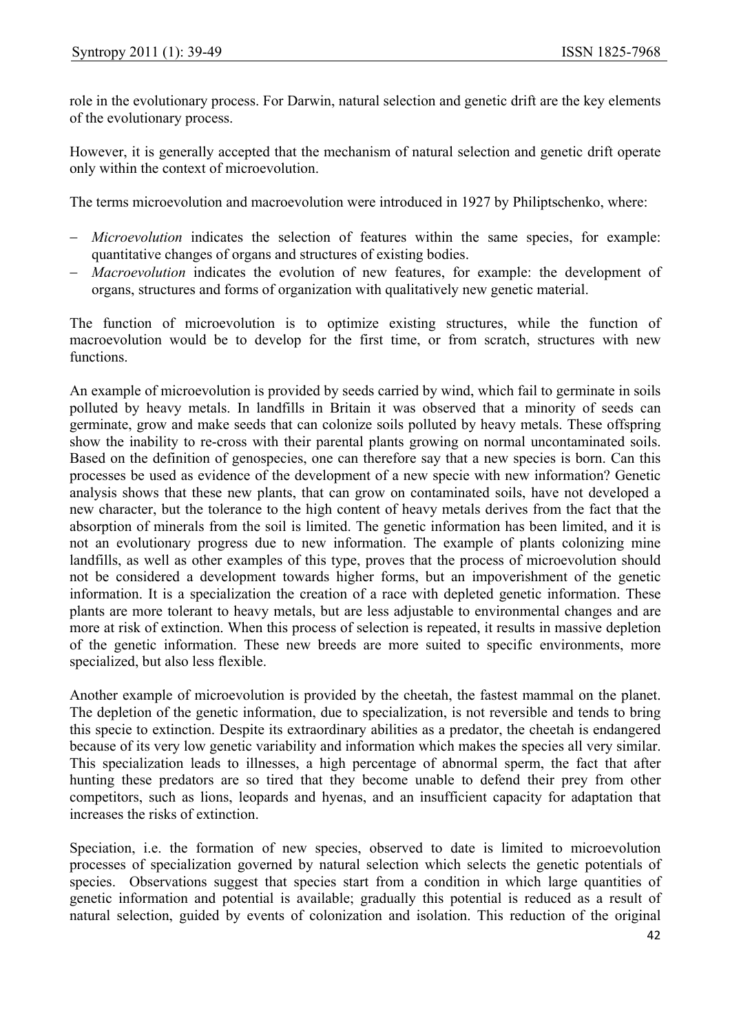role in the evolutionary process. For Darwin, natural selection and genetic drift are the key elements of the evolutionary process.

However, it is generally accepted that the mechanism of natural selection and genetic drift operate only within the context of microevolution.

The terms microevolution and macroevolution were introduced in 1927 by Philiptschenko, where:

- *Microevolution* indicates the selection of features within the same species, for example: quantitative changes of organs and structures of existing bodies.
- *Macroevolution* indicates the evolution of new features, for example: the development of organs, structures and forms of organization with qualitatively new genetic material.

The function of microevolution is to optimize existing structures, while the function of macroevolution would be to develop for the first time, or from scratch, structures with new functions.

An example of microevolution is provided by seeds carried by wind, which fail to germinate in soils polluted by heavy metals. In landfills in Britain it was observed that a minority of seeds can germinate, grow and make seeds that can colonize soils polluted by heavy metals. These offspring show the inability to re-cross with their parental plants growing on normal uncontaminated soils. Based on the definition of genospecies, one can therefore say that a new species is born. Can this processes be used as evidence of the development of a new specie with new information? Genetic analysis shows that these new plants, that can grow on contaminated soils, have not developed a new character, but the tolerance to the high content of heavy metals derives from the fact that the absorption of minerals from the soil is limited. The genetic information has been limited, and it is not an evolutionary progress due to new information. The example of plants colonizing mine landfills, as well as other examples of this type, proves that the process of microevolution should not be considered a development towards higher forms, but an impoverishment of the genetic information. It is a specialization the creation of a race with depleted genetic information. These plants are more tolerant to heavy metals, but are less adjustable to environmental changes and are more at risk of extinction. When this process of selection is repeated, it results in massive depletion of the genetic information. These new breeds are more suited to specific environments, more specialized, but also less flexible.

Another example of microevolution is provided by the cheetah, the fastest mammal on the planet. The depletion of the genetic information, due to specialization, is not reversible and tends to bring this specie to extinction. Despite its extraordinary abilities as a predator, the cheetah is endangered because of its very low genetic variability and information which makes the species all very similar. This specialization leads to illnesses, a high percentage of abnormal sperm, the fact that after hunting these predators are so tired that they become unable to defend their prey from other competitors, such as lions, leopards and hyenas, and an insufficient capacity for adaptation that increases the risks of extinction.

Speciation, i.e. the formation of new species, observed to date is limited to microevolution processes of specialization governed by natural selection which selects the genetic potentials of species. Observations suggest that species start from a condition in which large quantities of genetic information and potential is available; gradually this potential is reduced as a result of natural selection, guided by events of colonization and isolation. This reduction of the original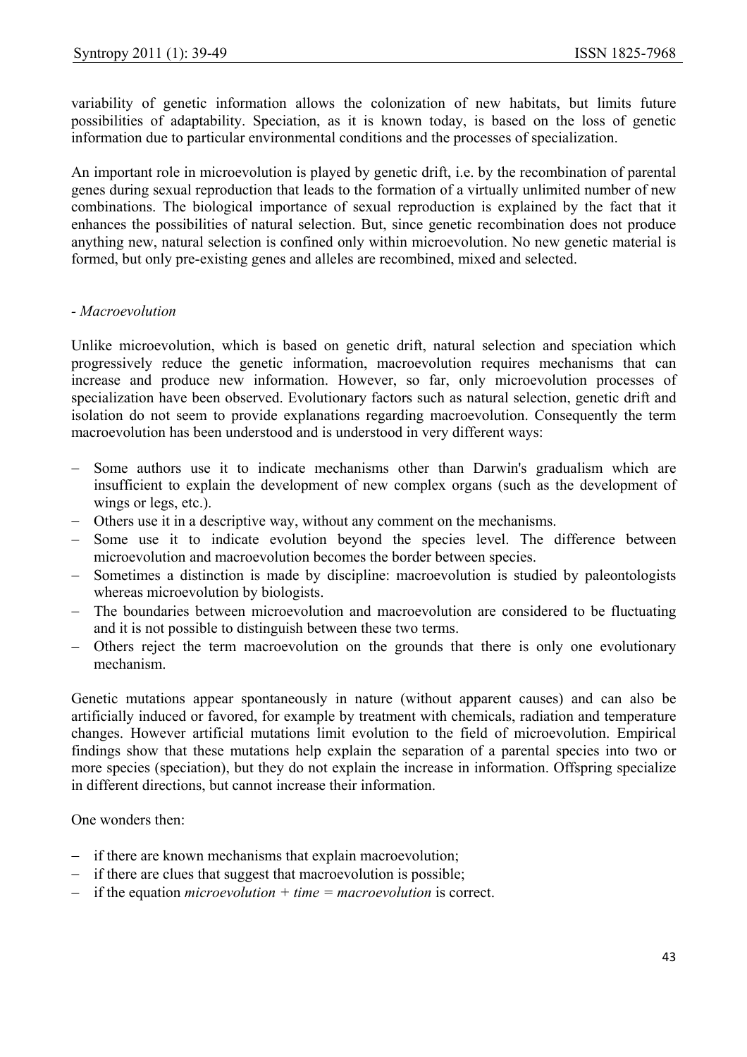variability of genetic information allows the colonization of new habitats, but limits future possibilities of adaptability. Speciation, as it is known today, is based on the loss of genetic information due to particular environmental conditions and the processes of specialization.

An important role in microevolution is played by genetic drift, i.e. by the recombination of parental genes during sexual reproduction that leads to the formation of a virtually unlimited number of new combinations. The biological importance of sexual reproduction is explained by the fact that it enhances the possibilities of natural selection. But, since genetic recombination does not produce anything new, natural selection is confined only within microevolution. No new genetic material is formed, but only pre-existing genes and alleles are recombined, mixed and selected.

- *Macroevolution*

Unlike microevolution, which is based on genetic drift, natural selection and speciation which progressively reduce the genetic information, macroevolution requires mechanisms that can increase and produce new information. However, so far, only microevolution processes of specialization have been observed. Evolutionary factors such as natural selection, genetic drift and isolation do not seem to provide explanations regarding macroevolution. Consequently the term macroevolution has been understood and is understood in very different ways:

- Some authors use it to indicate mechanisms other than Darwin's gradualism which are insufficient to explain the development of new complex organs (such as the development of wings or legs, etc.).
- Others use it in a descriptive way, without any comment on the mechanisms.
- Some use it to indicate evolution beyond the species level. The difference between microevolution and macroevolution becomes the border between species.
- Sometimes a distinction is made by discipline: macroevolution is studied by paleontologists whereas microevolution by biologists.
- The boundaries between microevolution and macroevolution are considered to be fluctuating and it is not possible to distinguish between these two terms.
- Others reject the term macroevolution on the grounds that there is only one evolutionary mechanism.

Genetic mutations appear spontaneously in nature (without apparent causes) and can also be artificially induced or favored, for example by treatment with chemicals, radiation and temperature changes. However artificial mutations limit evolution to the field of microevolution. Empirical findings show that these mutations help explain the separation of a parental species into two or more species (speciation), but they do not explain the increase in information. Offspring specialize in different directions, but cannot increase their information.

One wonders then:

- if there are known mechanisms that explain macroevolution;
- if there are clues that suggest that macroevolution is possible;
- if the equation *microevolution + time = macroevolution* is correct.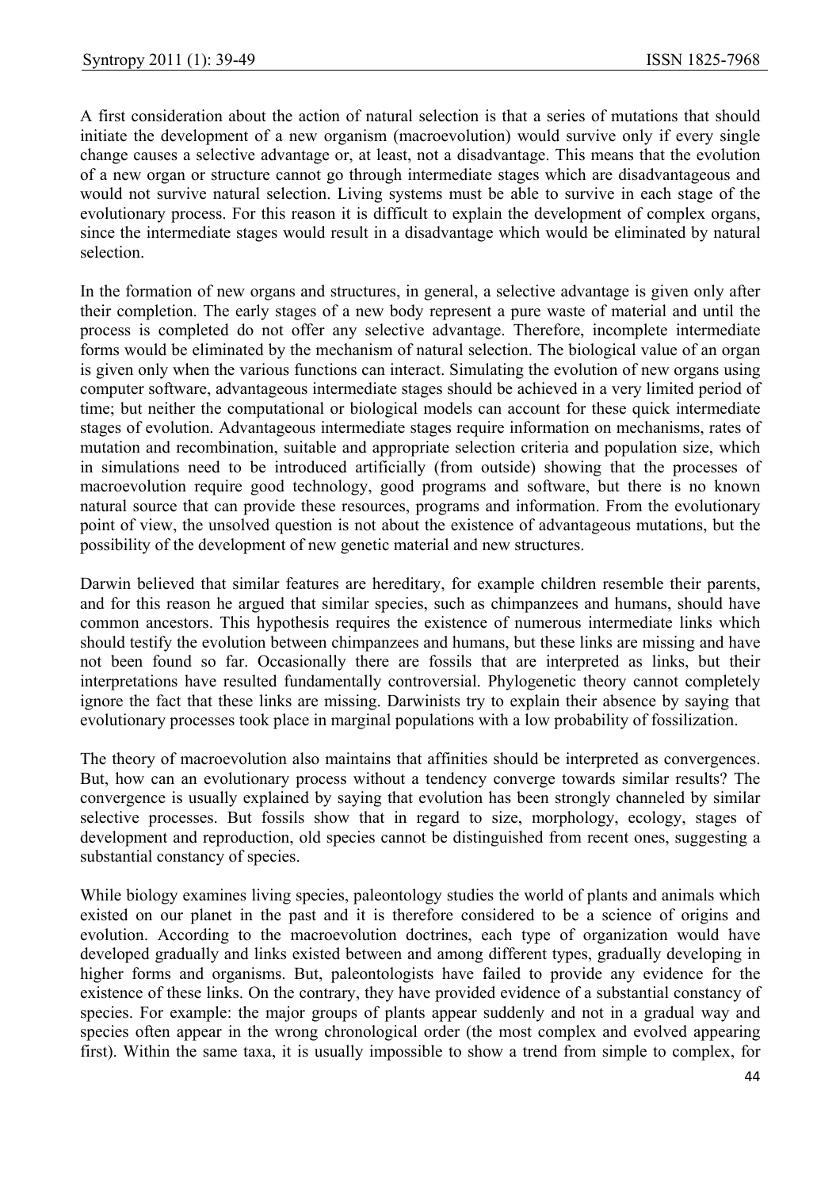A first consideration about the action of natural selection is that a series of mutations that should initiate the development of a new organism (macroevolution) would survive only if every single change causes a selective advantage or, at least, not a disadvantage. This means that the evolution of a new organ or structure cannot go through intermediate stages which are disadvantageous and would not survive natural selection. Living systems must be able to survive in each stage of the evolutionary process. For this reason it is difficult to explain the development of complex organs, since the intermediate stages would result in a disadvantage which would be eliminated by natural selection.

In the formation of new organs and structures, in general, a selective advantage is given only after their completion. The early stages of a new body represent a pure waste of material and until the process is completed do not offer any selective advantage. Therefore, incomplete intermediate forms would be eliminated by the mechanism of natural selection. The biological value of an organ is given only when the various functions can interact. Simulating the evolution of new organs using computer software, advantageous intermediate stages should be achieved in a very limited period of time; but neither the computational or biological models can account for these quick intermediate stages of evolution. Advantageous intermediate stages require information on mechanisms, rates of mutation and recombination, suitable and appropriate selection criteria and population size, which in simulations need to be introduced artificially (from outside) showing that the processes of macroevolution require good technology, good programs and software, but there is no known natural source that can provide these resources, programs and information. From the evolutionary point of view, the unsolved question is not about the existence of advantageous mutations, but the possibility of the development of new genetic material and new structures.

Darwin believed that similar features are hereditary, for example children resemble their parents, and for this reason he argued that similar species, such as chimpanzees and humans, should have common ancestors. This hypothesis requires the existence of numerous intermediate links which should testify the evolution between chimpanzees and humans, but these links are missing and have not been found so far. Occasionally there are fossils that are interpreted as links, but their interpretations have resulted fundamentally controversial. Phylogenetic theory cannot completely ignore the fact that these links are missing. Darwinists try to explain their absence by saying that evolutionary processes took place in marginal populations with a low probability of fossilization.

The theory of macroevolution also maintains that affinities should be interpreted as convergences. But, how can an evolutionary process without a tendency converge towards similar results? The convergence is usually explained by saying that evolution has been strongly channeled by similar selective processes. But fossils show that in regard to size, morphology, ecology, stages of development and reproduction, old species cannot be distinguished from recent ones, suggesting a substantial constancy of species.

While biology examines living species, paleontology studies the world of plants and animals which existed on our planet in the past and it is therefore considered to be a science of origins and evolution. According to the macroevolution doctrines, each type of organization would have developed gradually and links existed between and among different types, gradually developing in higher forms and organisms. But, paleontologists have failed to provide any evidence for the existence of these links. On the contrary, they have provided evidence of a substantial constancy of species. For example: the major groups of plants appear suddenly and not in a gradual way and species often appear in the wrong chronological order (the most complex and evolved appearing first). Within the same taxa, it is usually impossible to show a trend from simple to complex, for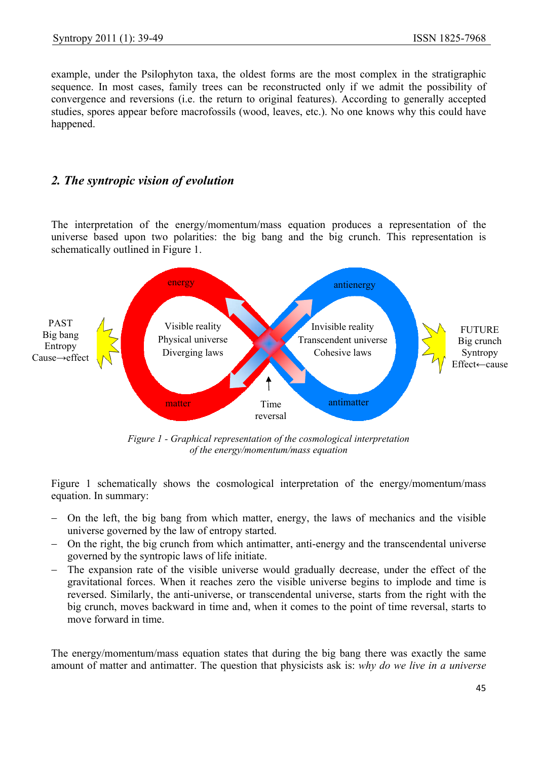example, under the Psilophyton taxa, the oldest forms are the most complex in the stratigraphic sequence. In most cases, family trees can be reconstructed only if we admit the possibility of convergence and reversions (i.e. the return to original features). According to generally accepted studies, spores appear before macrofossils (wood, leaves, etc.). No one knows why this could have happened.

## *2. The syntropic vision of evolution*

The interpretation of the energy/momentum/mass equation produces a representation of the universe based upon two polarities: the big bang and the big crunch. This representation is schematically outlined in Figure 1.

*Figure 1 - Graphical representation of the cosmological interpretation of the energy/momentum/mass equation*

Figure 1 schematically shows the cosmological interpretation of the energy/momentum/mass equation. In summary:

- On the left, the big bang from which matter, energy, the laws of mechanics and the visible universe governed by the law of entropy started.
- On the right, the big crunch from which antimatter, anti-energy and the transcendental universe governed by the syntropic laws of life initiate.
- The expansion rate of the visible universe would gradually decrease, under the effect of the gravitational forces. When it reaches zero the visible universe begins to implode and time is reversed. Similarly, the anti-universe, or transcendental universe, starts from the right with the big crunch, moves backward in time and, when it comes to the point of time reversal, starts to move forward in time.

The energy/momentum/mass equation states that during the big bang there was exactly the same amount of matter and antimatter. The question that physicists ask is: *why do we live in a universe*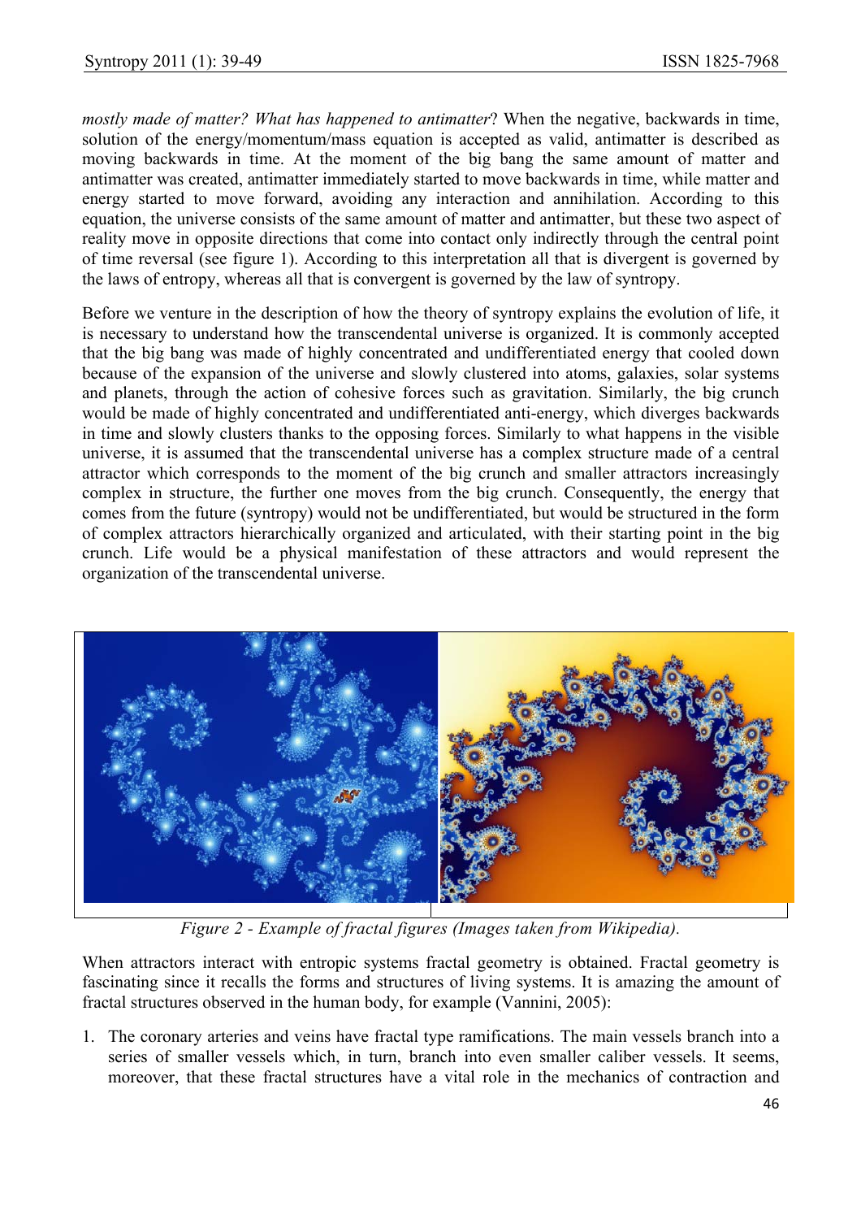*mostly made of matter? What has happened to antimatter*? When the negative, backwards in time, solution of the energy/momentum/mass equation is accepted as valid, antimatter is described as moving backwards in time. At the moment of the big bang the same amount of matter and antimatter was created, antimatter immediately started to move backwards in time, while matter and energy started to move forward, avoiding any interaction and annihilation. According to this equation, the universe consists of the same amount of matter and antimatter, but these two aspect of reality move in opposite directions that come into contact only indirectly through the central point of time reversal (see figure 1). According to this interpretation all that is divergent is governed by the laws of entropy, whereas all that is convergent is governed by the law of syntropy.

Before we venture in the description of how the theory of syntropy explains the evolution of life, it is necessary to understand how the transcendental universe is organized. It is commonly accepted that the big bang was made of highly concentrated and undifferentiated energy that cooled down because of the expansion of the universe and slowly clustered into atoms, galaxies, solar systems and planets, through the action of cohesive forces such as gravitation. Similarly, the big crunch would be made of highly concentrated and undifferentiated anti-energy, which diverges backwards in time and slowly clusters thanks to the opposing forces. Similarly to what happens in the visible universe, it is assumed that the transcendental universe has a complex structure made of a central attractor which corresponds to the moment of the big crunch and smaller attractors increasingly complex in structure, the further one moves from the big crunch. Consequently, the energy that comes from the future (syntropy) would not be undifferentiated, but would be structured in the form of complex attractors hierarchically organized and articulated, with their starting point in the big crunch. Life would be a physical manifestation of these attractors and would represent the organization of the transcendental universe.

*Figure 2 - Example of fractal figures (Images taken from Wikipedia).*

When attractors interact with entropic systems fractal geometry is obtained. Fractal geometry is fascinating since it recalls the forms and structures of living systems. It is amazing the amount of fractal structures observed in the human body, for example (Vannini, 2005):

1. The coronary arteries and veins have fractal type ramifications. The main vessels branch into a series of smaller vessels which, in turn, branch into even smaller caliber vessels. It seems, moreover, that these fractal structures have a vital role in the mechanics of contraction and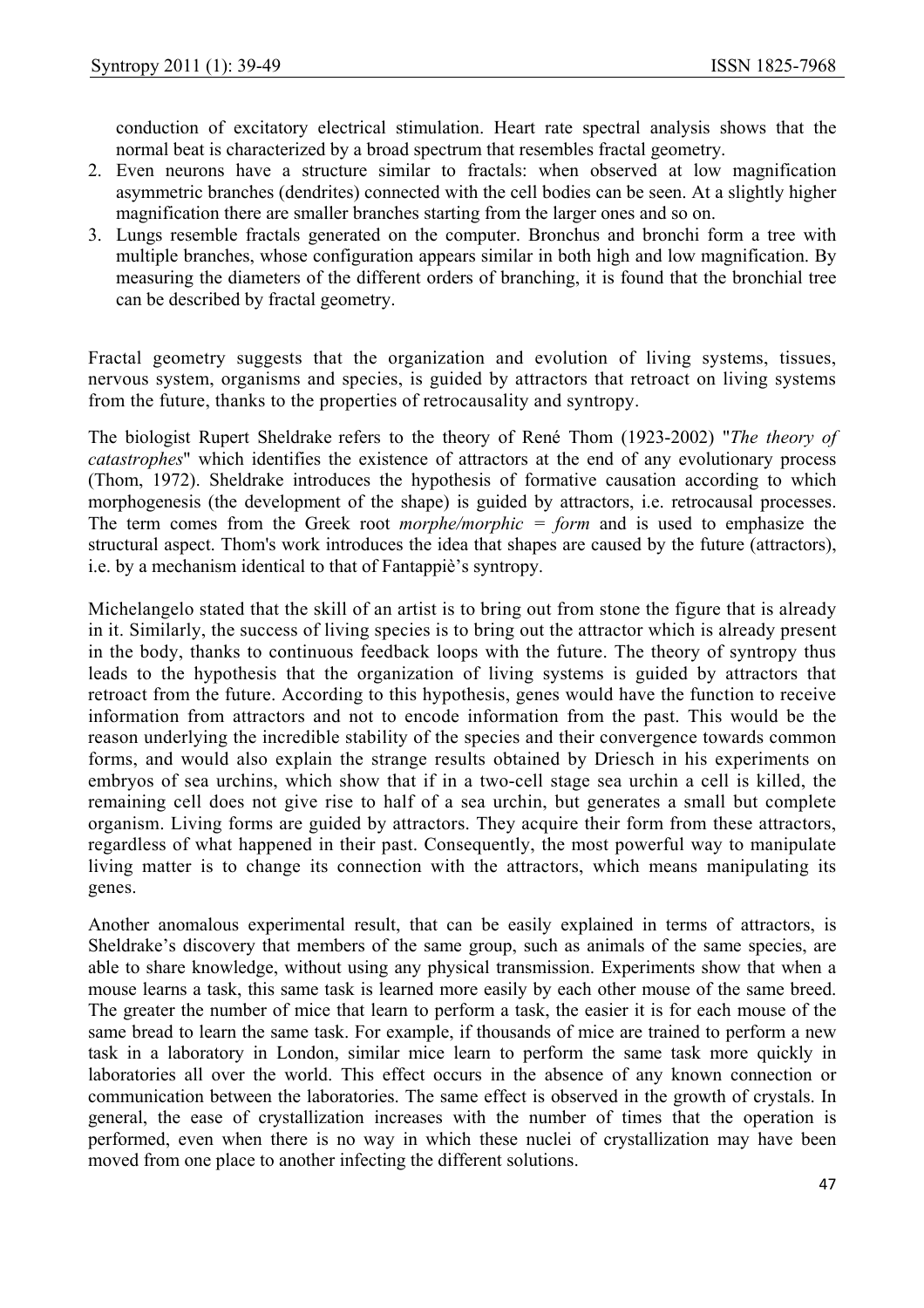conduction of excitatory electrical stimulation. Heart rate spectral analysis shows that the normal beat is characterized by a broad spectrum that resembles fractal geometry.

2. Even neurons have a structure similar to fractals: when observed at low magnification asymmetric branches (dendrites) connected with the cell bodies can be seen. At a slightly higher magnification there are smaller branches starting from the larger ones and so on.
3. Lungs resemble fractals generated on the computer. Bronchus and bronchi form a tree with multiple branches, whose configuration appears similar in both high and low magnification. By measuring the diameters of the different orders of branching, it is found that the bronchial tree can be described by fractal geometry.

Fractal geometry suggests that the organization and evolution of living systems, tissues, nervous system, organisms and species, is guided by attractors that retroact on living systems from the future, thanks to the properties of retrocausality and syntropy.

The biologist Rupert Sheldrake refers to the theory of René Thom (1923-2002) "*The theory of catastrophes*" which identifies the existence of attractors at the end of any evolutionary process (Thom, 1972). Sheldrake introduces the hypothesis of formative causation according to which morphogenesis (the development of the shape) is guided by attractors, i.e. retrocausal processes. The term comes from the Greek root *morphe/morphic = form* and is used to emphasize the structural aspect. Thom's work introduces the idea that shapes are caused by the future (attractors), i.e. by a mechanism identical to that of Fantappiè's syntropy.

Michelangelo stated that the skill of an artist is to bring out from stone the figure that is already in it. Similarly, the success of living species is to bring out the attractor which is already present in the body, thanks to continuous feedback loops with the future. The theory of syntropy thus leads to the hypothesis that the organization of living systems is guided by attractors that retroact from the future. According to this hypothesis, genes would have the function to receive information from attractors and not to encode information from the past. This would be the reason underlying the incredible stability of the species and their convergence towards common forms, and would also explain the strange results obtained by Driesch in his experiments on embryos of sea urchins, which show that if in a two-cell stage sea urchin a cell is killed, the remaining cell does not give rise to half of a sea urchin, but generates a small but complete organism. Living forms are guided by attractors. They acquire their form from these attractors, regardless of what happened in their past. Consequently, the most powerful way to manipulate living matter is to change its connection with the attractors, which means manipulating its genes.

Another anomalous experimental result, that can be easily explained in terms of attractors, is Sheldrake's discovery that members of the same group, such as animals of the same species, are able to share knowledge, without using any physical transmission. Experiments show that when a mouse learns a task, this same task is learned more easily by each other mouse of the same breed. The greater the number of mice that learn to perform a task, the easier it is for each mouse of the same bread to learn the same task. For example, if thousands of mice are trained to perform a new task in a laboratory in London, similar mice learn to perform the same task more quickly in laboratories all over the world. This effect occurs in the absence of any known connection or communication between the laboratories. The same effect is observed in the growth of crystals. In general, the ease of crystallization increases with the number of times that the operation is performed, even when there is no way in which these nuclei of crystallization may have been moved from one place to another infecting the different solutions.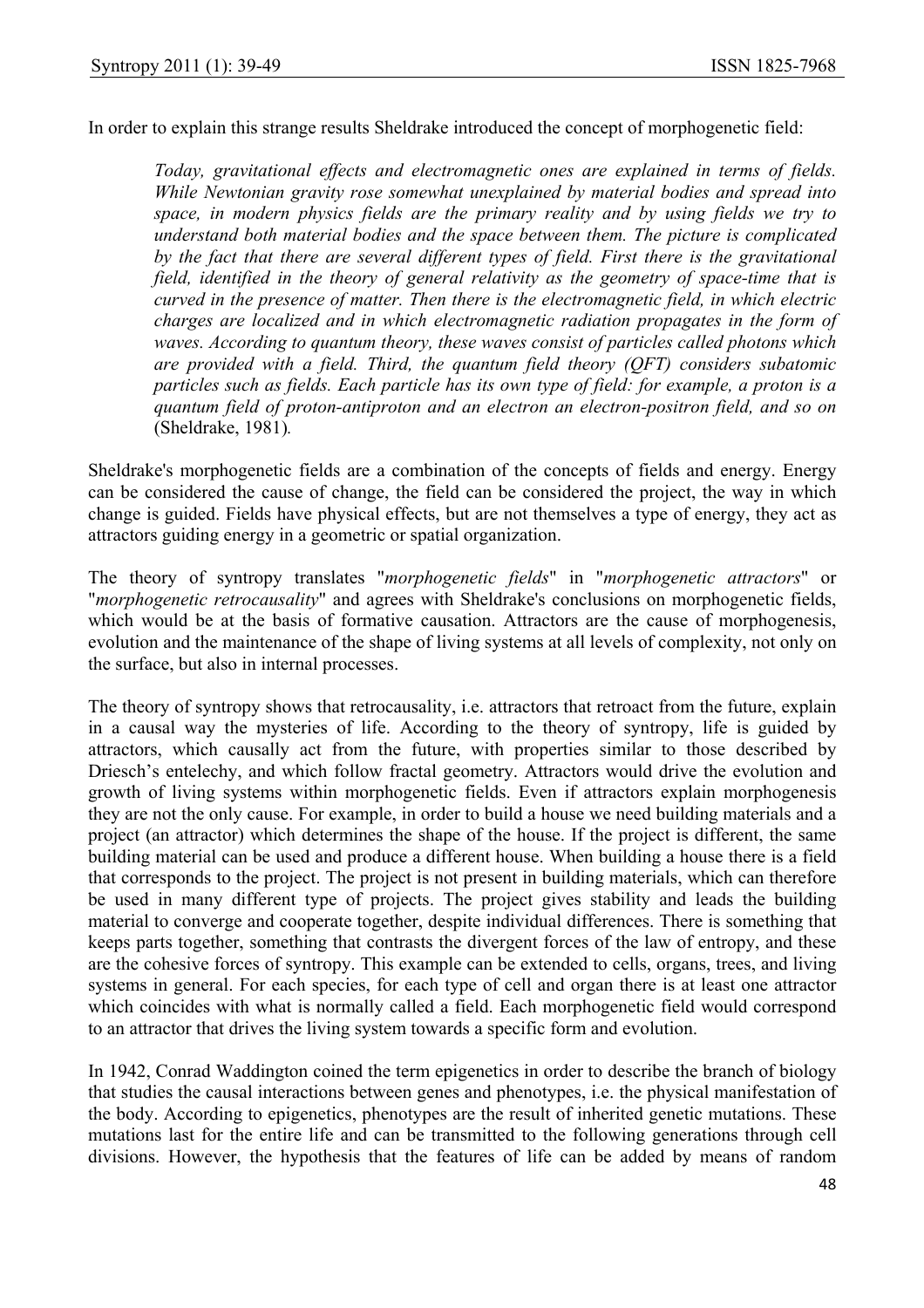In order to explain this strange results Sheldrake introduced the concept of morphogenetic field:

> *Today, gravitational effects and electromagnetic ones are explained in terms of fields. While Newtonian gravity rose somewhat unexplained by material bodies and spread into space, in modern physics fields are the primary reality and by using fields we try to understand both material bodies and the space between them. The picture is complicated by the fact that there are several different types of field. First there is the gravitational field, identified in the theory of general relativity as the geometry of space-time that is curved in the presence of matter. Then there is the electromagnetic field, in which electric charges are localized and in which electromagnetic radiation propagates in the form of waves. According to quantum theory, these waves consist of particles called photons which are provided with a field. Third, the quantum field theory (QFT) considers subatomic particles such as fields. Each particle has its own type of field: for example, a proton is a quantum field of proton-antiproton and an electron an electron-positron field, and so on* (Sheldrake, 1981)*.*

Sheldrake's morphogenetic fields are a combination of the concepts of fields and energy. Energy can be considered the cause of change, the field can be considered the project, the way in which change is guided. Fields have physical effects, but are not themselves a type of energy, they act as attractors guiding energy in a geometric or spatial organization.

The theory of syntropy translates "*morphogenetic fields*" in "*morphogenetic attractors*" or "*morphogenetic retrocausality*" and agrees with Sheldrake's conclusions on morphogenetic fields, which would be at the basis of formative causation. Attractors are the cause of morphogenesis, evolution and the maintenance of the shape of living systems at all levels of complexity, not only on the surface, but also in internal processes.

The theory of syntropy shows that retrocausality, i.e. attractors that retroact from the future, explain in a causal way the mysteries of life. According to the theory of syntropy, life is guided by attractors, which causally act from the future, with properties similar to those described by Driesch's entelechy, and which follow fractal geometry. Attractors would drive the evolution and growth of living systems within morphogenetic fields. Even if attractors explain morphogenesis they are not the only cause. For example, in order to build a house we need building materials and a project (an attractor) which determines the shape of the house. If the project is different, the same building material can be used and produce a different house. When building a house there is a field that corresponds to the project. The project is not present in building materials, which can therefore be used in many different type of projects. The project gives stability and leads the building material to converge and cooperate together, despite individual differences. There is something that keeps parts together, something that contrasts the divergent forces of the law of entropy, and these are the cohesive forces of syntropy. This example can be extended to cells, organs, trees, and living systems in general. For each species, for each type of cell and organ there is at least one attractor which coincides with what is normally called a field. Each morphogenetic field would correspond to an attractor that drives the living system towards a specific form and evolution.

In 1942, Conrad Waddington coined the term epigenetics in order to describe the branch of biology that studies the causal interactions between genes and phenotypes, i.e. the physical manifestation of the body. According to epigenetics, phenotypes are the result of inherited genetic mutations. These mutations last for the entire life and can be transmitted to the following generations through cell divisions. However, the hypothesis that the features of life can be added by means of random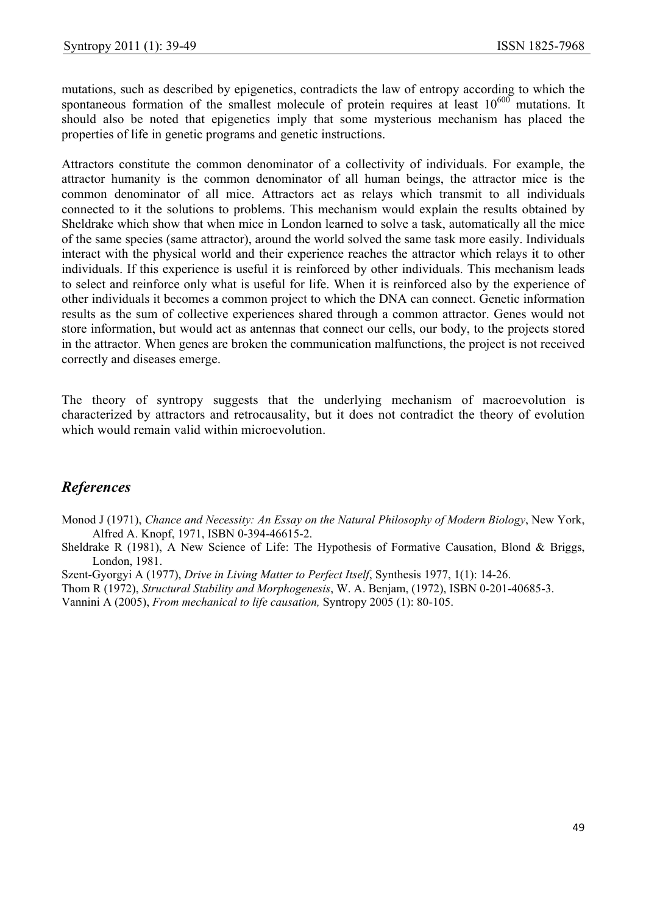mutations, such as described by epigenetics, contradicts the law of entropy according to which the spontaneous formation of the smallest molecule of protein requires at least $10^{600}$ mutations. It should also be noted that epigenetics imply that some mysterious mechanism has placed the properties of life in genetic programs and genetic instructions.

Attractors constitute the common denominator of a collectivity of individuals. For example, the attractor humanity is the common denominator of all human beings, the attractor mice is the common denominator of all mice. Attractors act as relays which transmit to all individuals connected to it the solutions to problems. This mechanism would explain the results obtained by Sheldrake which show that when mice in London learned to solve a task, automatically all the mice of the same species (same attractor), around the world solved the same task more easily. Individuals interact with the physical world and their experience reaches the attractor which relays it to other individuals. If this experience is useful it is reinforced by other individuals. This mechanism leads to select and reinforce only what is useful for life. When it is reinforced also by the experience of other individuals it becomes a common project to which the DNA can connect. Genetic information results as the sum of collective experiences shared through a common attractor. Genes would not store information, but would act as antennas that connect our cells, our body, to the projects stored in the attractor. When genes are broken the communication malfunctions, the project is not received correctly and diseases emerge.

The theory of syntropy suggests that the underlying mechanism of macroevolution is characterized by attractors and retrocausality, but it does not contradict the theory of evolution which would remain valid within microevolution.

## *References*

Monod J (1971), *Chance and Necessity: An Essay on the Natural Philosophy of Modern Biology*, New York, Alfred A. Knopf, 1971, ISBN 0-394-46615-2.

Sheldrake R (1981), A New Science of Life: The Hypothesis of Formative Causation, Blond & Briggs, London, 1981.

Szent-Gyorgyi A (1977), *Drive in Living Matter to Perfect Itself*, Synthesis 1977, 1(1): 14-26.

Thom R (1972), *Structural Stability and Morphogenesis*, W. A. Benjam, (1972), ISBN 0-201-40685-3.

Vannini A (2005), *From mechanical to life causation,* Syntropy 2005 (1): 80-105.